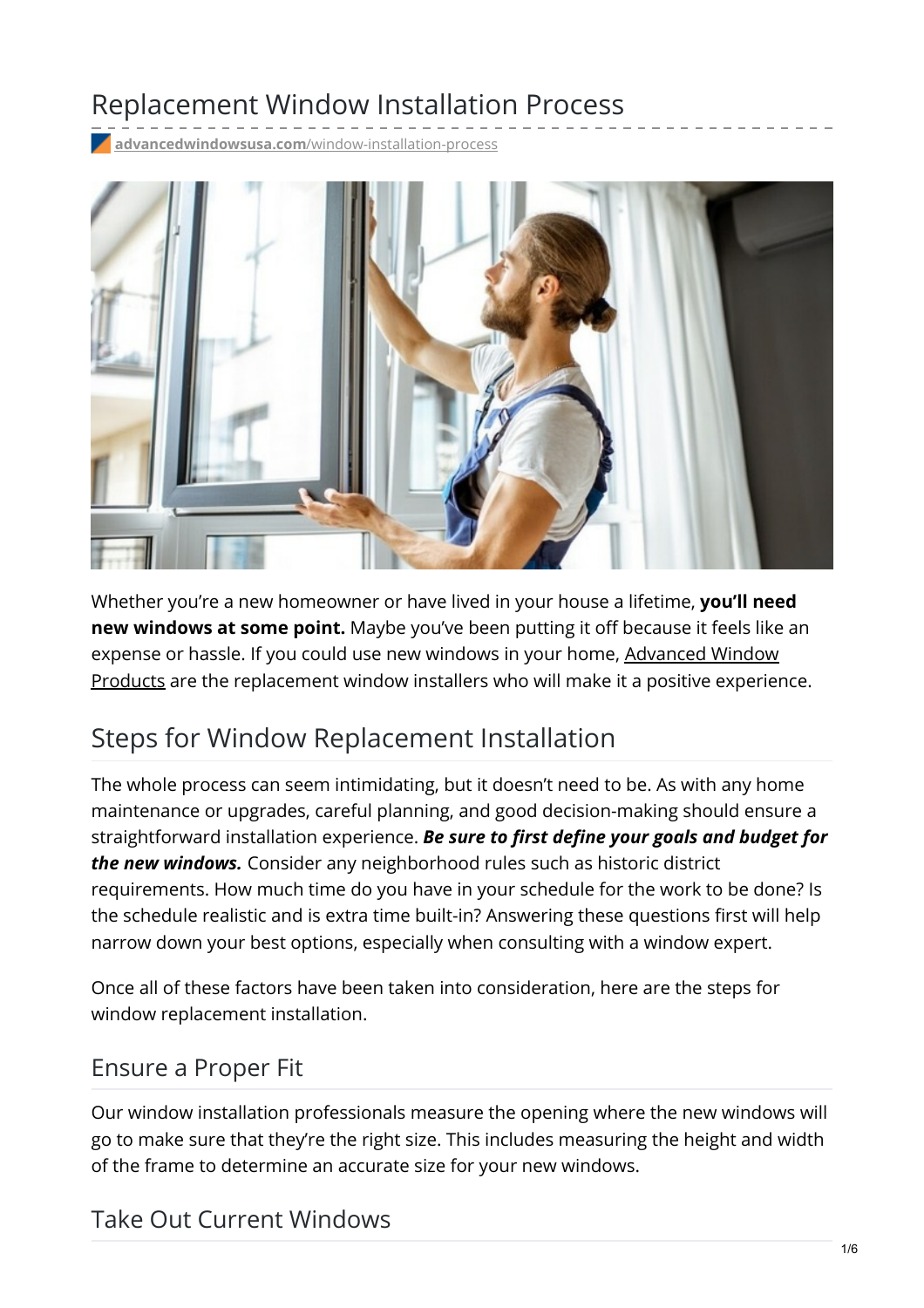# Replacement Window Installation Process

advancedwindowsusa.com/window-installation-process

Whether you're a new homeowner or have lived in your house a lifetime, **you'll need new windows at some point.** Maybe you've been putting it off because it feels like an expense or hassle. If you could use new windows in your home, Advanced Window Products are the replacement window installers who will make it a positive experience.

## Steps for Window Replacement Installation

The whole process can seem intimidating, but it doesn't need to be. As with any home maintenance or upgrades, careful planning, and good decision-making should ensure a straightforward installation experience. ***Be sure to first define your goals and budget for the new windows.*** Consider any neighborhood rules such as historic district requirements. How much time do you have in your schedule for the work to be done? Is the schedule realistic and is extra time built-in? Answering these questions first will help narrow down your best options, especially when consulting with a window expert.

Once all of these factors have been taken into consideration, here are the steps for window replacement installation.

### Ensure a Proper Fit

Our window installation professionals measure the opening where the new windows will go to make sure that they're the right size. This includes measuring the height and width of the frame to determine an accurate size for your new windows.

### Take Out Current Windows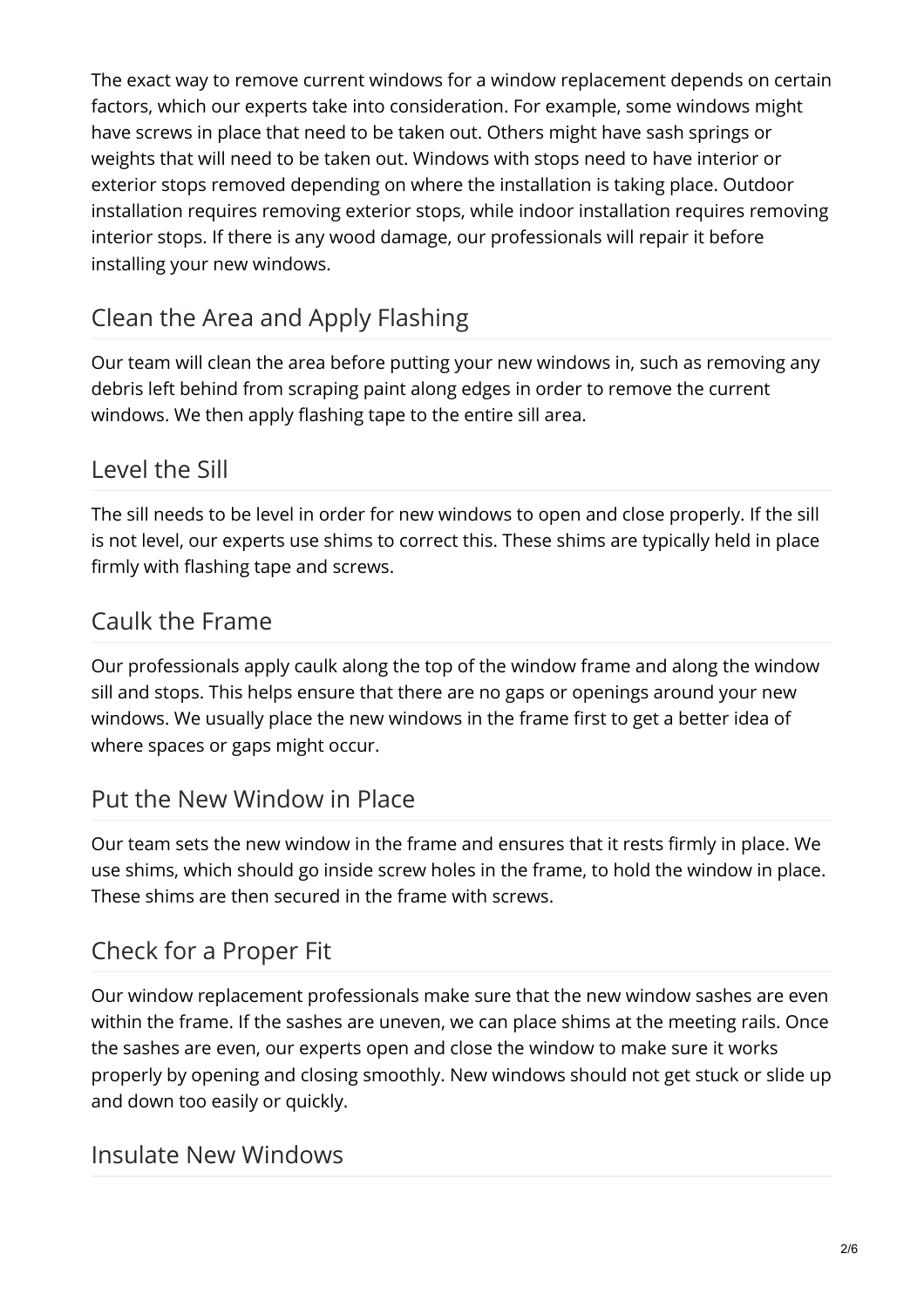The exact way to remove current windows for a window replacement depends on certain factors, which our experts take into consideration. For example, some windows might have screws in place that need to be taken out. Others might have sash springs or weights that will need to be taken out. Windows with stops need to have interior or exterior stops removed depending on where the installation is taking place. Outdoor installation requires removing exterior stops, while indoor installation requires removing interior stops. If there is any wood damage, our professionals will repair it before installing your new windows.

## Clean the Area and Apply Flashing

Our team will clean the area before putting your new windows in, such as removing any debris left behind from scraping paint along edges in order to remove the current windows. We then apply flashing tape to the entire sill area.

## Level the Sill

The sill needs to be level in order for new windows to open and close properly. If the sill is not level, our experts use shims to correct this. These shims are typically held in place firmly with flashing tape and screws.

## Caulk the Frame

Our professionals apply caulk along the top of the window frame and along the window sill and stops. This helps ensure that there are no gaps or openings around your new windows. We usually place the new windows in the frame first to get a better idea of where spaces or gaps might occur.

## Put the New Window in Place

Our team sets the new window in the frame and ensures that it rests firmly in place. We use shims, which should go inside screw holes in the frame, to hold the window in place. These shims are then secured in the frame with screws.

## Check for a Proper Fit

Our window replacement professionals make sure that the new window sashes are even within the frame. If the sashes are uneven, we can place shims at the meeting rails. Once the sashes are even, our experts open and close the window to make sure it works properly by opening and closing smoothly. New windows should not get stuck or slide up and down too easily or quickly.

## Insulate New Windows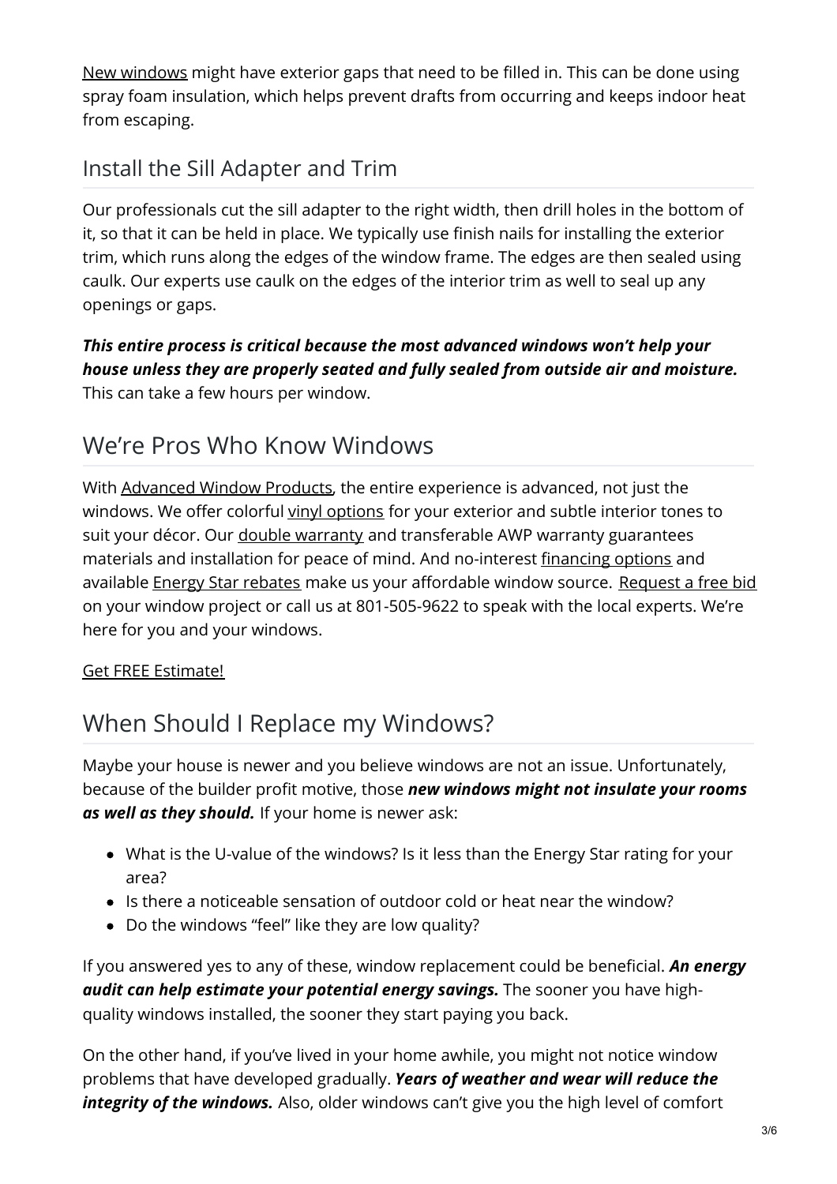New windows might have exterior gaps that need to be filled in. This can be done using spray foam insulation, which helps prevent drafts from occurring and keeps indoor heat from escaping.

## Install the Sill Adapter and Trim

Our professionals cut the sill adapter to the right width, then drill holes in the bottom of it, so that it can be held in place. We typically use finish nails for installing the exterior trim, which runs along the edges of the window frame. The edges are then sealed using caulk. Our experts use caulk on the edges of the interior trim as well to seal up any openings or gaps.

***This entire process is critical because the most advanced windows won't help your house unless they are properly seated and fully sealed from outside air and moisture.*** This can take a few hours per window.

# We're Pros Who Know Windows

With Advanced Window Products, the entire experience is advanced, not just the windows. We offer colorful vinyl options for your exterior and subtle interior tones to suit your décor. Our double warranty and transferable AWP warranty guarantees materials and installation for peace of mind. And no-interest financing options and available Energy Star rebates make us your affordable window source. Request a free bid on your window project or call us at 801-505-9622 to speak with the local experts. We're here for you and your windows.

Get FREE Estimate!

# When Should I Replace my Windows?

Maybe your house is newer and you believe windows are not an issue. Unfortunately, because of the builder profit motive, those ***new windows might not insulate your rooms as well as they should.*** If your home is newer ask:

- What is the U-value of the windows? Is it less than the Energy Star rating for your area?
- Is there a noticeable sensation of outdoor cold or heat near the window?
- Do the windows "feel" like they are low quality?

If you answered yes to any of these, window replacement could be beneficial. ***An energy audit can help estimate your potential energy savings.*** The sooner you have high-quality windows installed, the sooner they start paying you back.

On the other hand, if you've lived in your home awhile, you might not notice window problems that have developed gradually. ***Years of weather and wear will reduce the integrity of the windows.*** Also, older windows can't give you the high level of comfort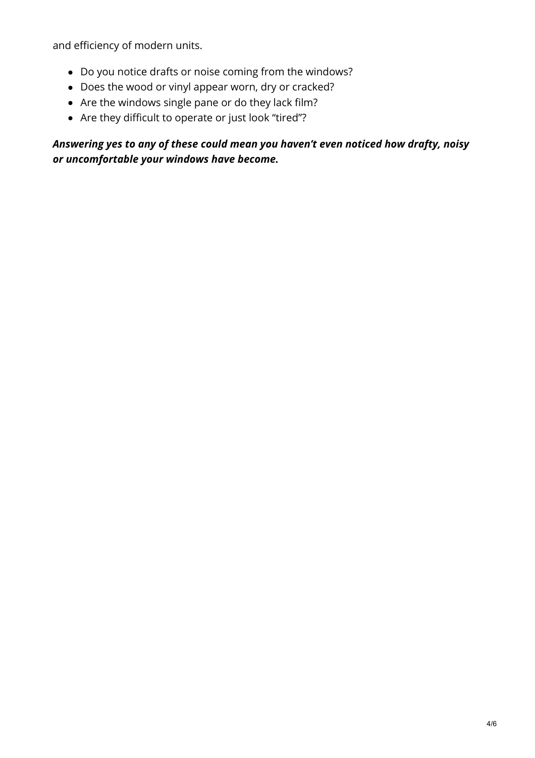and efficiency of modern units.

- Do you notice drafts or noise coming from the windows?
- Does the wood or vinyl appear worn, dry or cracked?
- Are the windows single pane or do they lack film?
- Are they difficult to operate or just look “tired”?

***Answering yes to any of these could mean you haven’t even noticed how drafty, noisy or uncomfortable your windows have become.***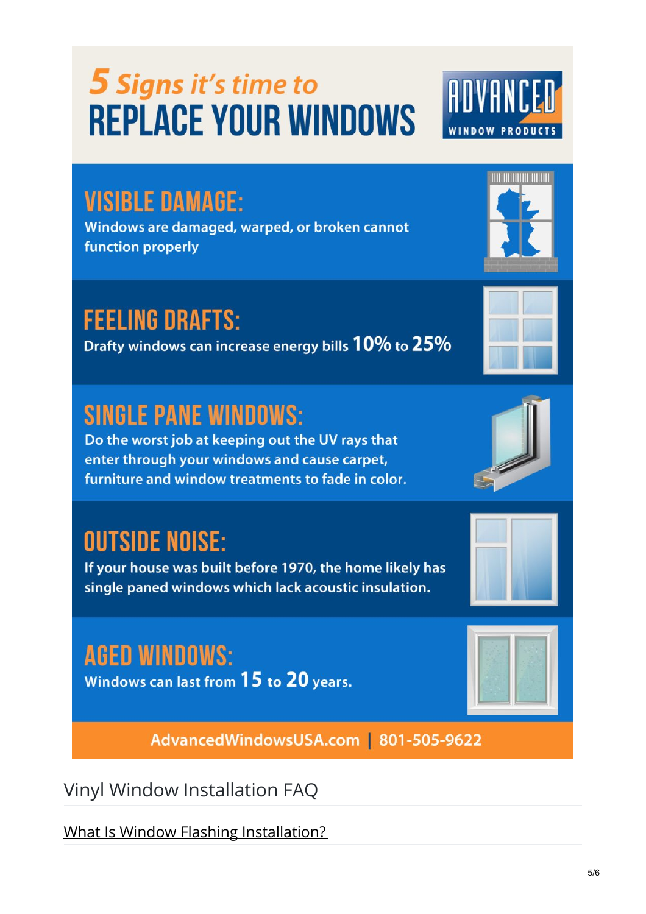# 5 Signs it's time to REPLACE YOUR WINDOWS

ADVANCED WINDOW PRODUCTS

## VISIBLE DAMAGE:

Windows are damaged, warped, or broken cannot function properly

## FEELING DRAFTS:

Drafty windows can increase energy bills **10%** to **25%**

## SINGLE PANE WINDOWS:

Do the worst job at keeping out the UV rays that enter through your windows and cause carpet, furniture and window treatments to fade in color.

## OUTSIDE NOISE:

If your house was built before 1970, the home likely has single paned windows which lack acoustic insulation.

## AGED WINDOWS:

Windows can last from **15** to **20** years.

AdvancedWindowsUSA.com | 801-505-9622

## Vinyl Window Installation FAQ

What Is Window Flashing Installation?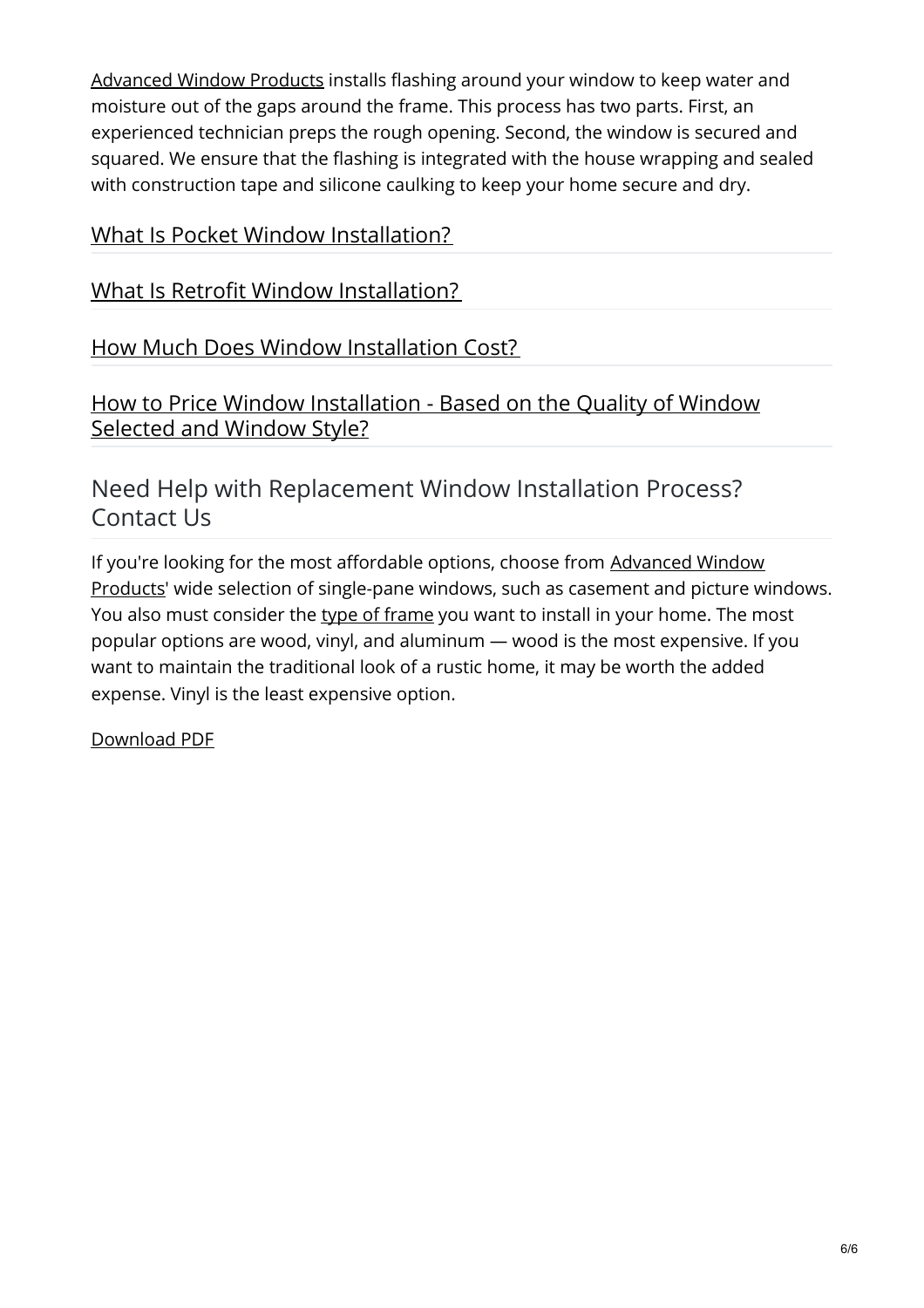Advanced Window Products installs flashing around your window to keep water and moisture out of the gaps around the frame. This process has two parts. First, an experienced technician preps the rough opening. Second, the window is secured and squared. We ensure that the flashing is integrated with the house wrapping and sealed with construction tape and silicone caulking to keep your home secure and dry.

## What Is Pocket Window Installation?

## What Is Retrofit Window Installation?

## How Much Does Window Installation Cost?

## How to Price Window Installation - Based on the Quality of Window Selected and Window Style?

## Need Help with Replacement Window Installation Process? Contact Us

If you're looking for the most affordable options, choose from Advanced Window Products' wide selection of single-pane windows, such as casement and picture windows. You also must consider the type of frame you want to install in your home. The most popular options are wood, vinyl, and aluminum — wood is the most expensive. If you want to maintain the traditional look of a rustic home, it may be worth the added expense. Vinyl is the least expensive option.

Download PDF